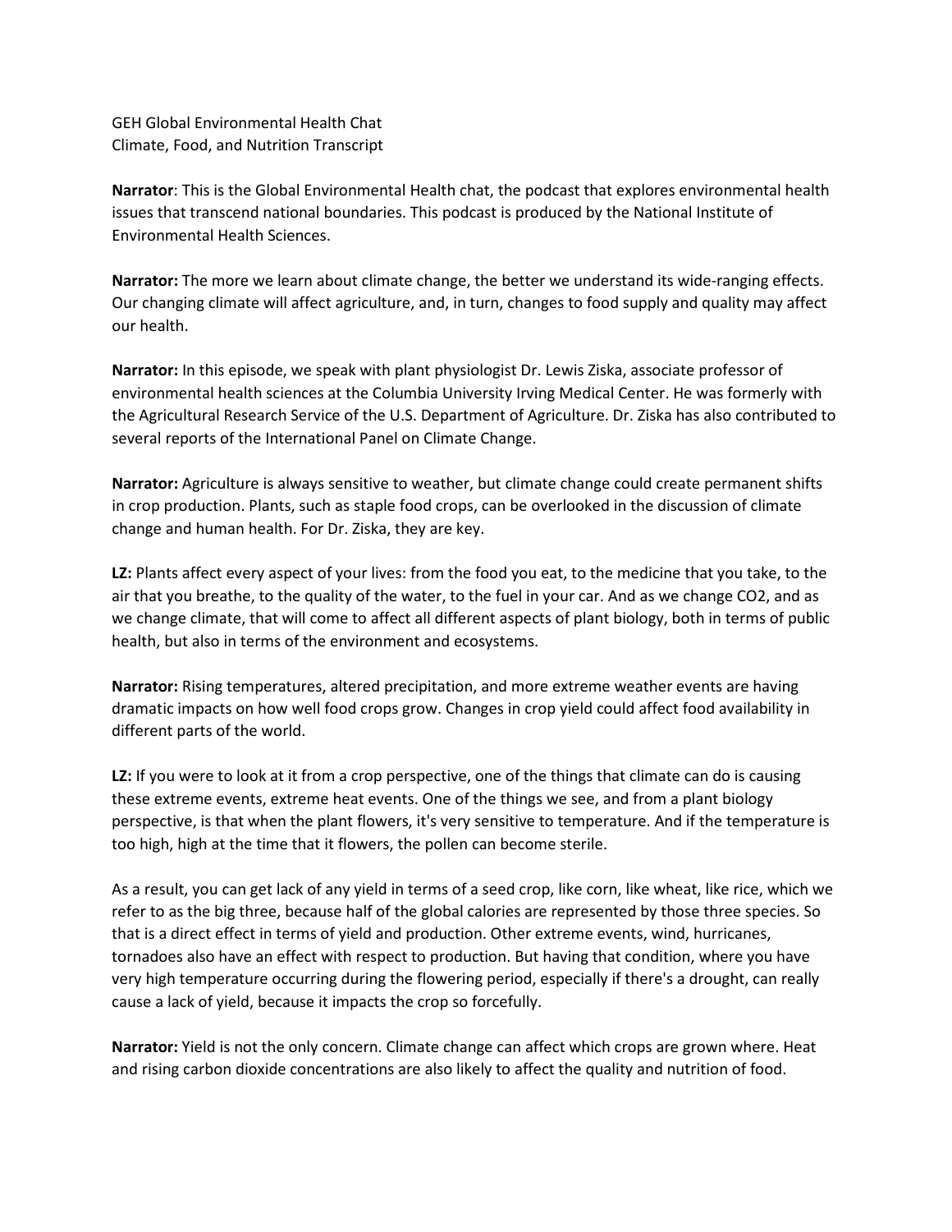GEH Global Environmental Health Chat
Climate, Food, and Nutrition Transcript

**Narrator**: This is the Global Environmental Health chat, the podcast that explores environmental health issues that transcend national boundaries. This podcast is produced by the National Institute of Environmental Health Sciences.

**Narrator:** The more we learn about climate change, the better we understand its wide-ranging effects. Our changing climate will affect agriculture, and, in turn, changes to food supply and quality may affect our health.

**Narrator:** In this episode, we speak with plant physiologist Dr. Lewis Ziska, associate professor of environmental health sciences at the Columbia University Irving Medical Center. He was formerly with the Agricultural Research Service of the U.S. Department of Agriculture. Dr. Ziska has also contributed to several reports of the International Panel on Climate Change.

**Narrator:** Agriculture is always sensitive to weather, but climate change could create permanent shifts in crop production. Plants, such as staple food crops, can be overlooked in the discussion of climate change and human health. For Dr. Ziska, they are key.

**LZ:** Plants affect every aspect of your lives: from the food you eat, to the medicine that you take, to the air that you breathe, to the quality of the water, to the fuel in your car. And as we change CO2, and as we change climate, that will come to affect all different aspects of plant biology, both in terms of public health, but also in terms of the environment and ecosystems.

**Narrator:** Rising temperatures, altered precipitation, and more extreme weather events are having dramatic impacts on how well food crops grow. Changes in crop yield could affect food availability in different parts of the world.

**LZ:** If you were to look at it from a crop perspective, one of the things that climate can do is causing these extreme events, extreme heat events. One of the things we see, and from a plant biology perspective, is that when the plant flowers, it's very sensitive to temperature. And if the temperature is too high, high at the time that it flowers, the pollen can become sterile.

As a result, you can get lack of any yield in terms of a seed crop, like corn, like wheat, like rice, which we refer to as the big three, because half of the global calories are represented by those three species. So that is a direct effect in terms of yield and production. Other extreme events, wind, hurricanes, tornadoes also have an effect with respect to production. But having that condition, where you have very high temperature occurring during the flowering period, especially if there's a drought, can really cause a lack of yield, because it impacts the crop so forcefully.

**Narrator:** Yield is not the only concern. Climate change can affect which crops are grown where. Heat and rising carbon dioxide concentrations are also likely to affect the quality and nutrition of food.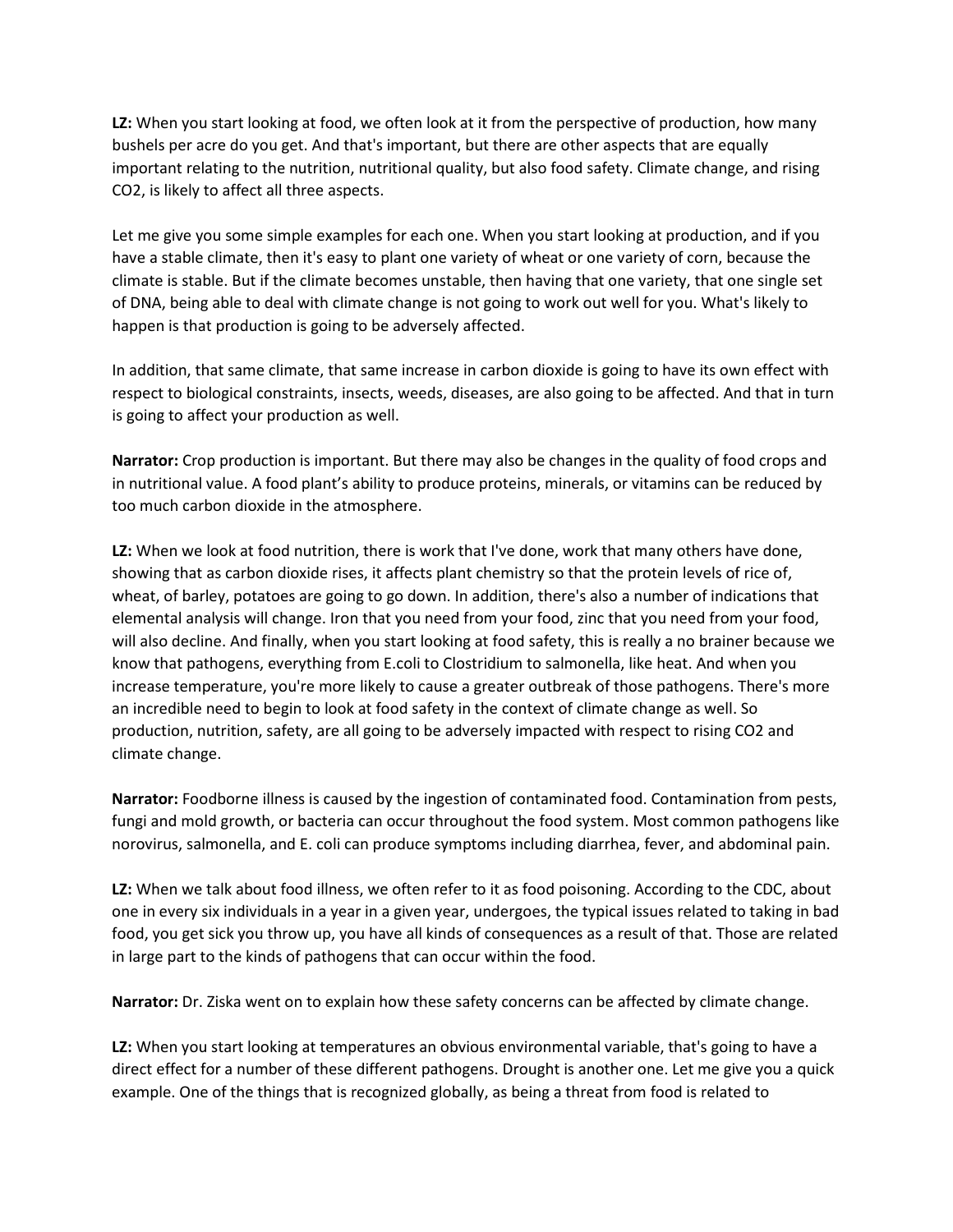**LZ:** When you start looking at food, we often look at it from the perspective of production, how many bushels per acre do you get. And that's important, but there are other aspects that are equally important relating to the nutrition, nutritional quality, but also food safety. Climate change, and rising $CO_2$, is likely to affect all three aspects.

Let me give you some simple examples for each one. When you start looking at production, and if you have a stable climate, then it's easy to plant one variety of wheat or one variety of corn, because the climate is stable. But if the climate becomes unstable, then having that one variety, that one single set of DNA, being able to deal with climate change is not going to work out well for you. What's likely to happen is that production is going to be adversely affected.

In addition, that same climate, that same increase in carbon dioxide is going to have its own effect with respect to biological constraints, insects, weeds, diseases, are also going to be affected. And that in turn is going to affect your production as well.

**Narrator:** Crop production is important. But there may also be changes in the quality of food crops and in nutritional value. A food plant's ability to produce proteins, minerals, or vitamins can be reduced by too much carbon dioxide in the atmosphere.

**LZ:** When we look at food nutrition, there is work that I've done, work that many others have done, showing that as carbon dioxide rises, it affects plant chemistry so that the protein levels of rice of, wheat, of barley, potatoes are going to go down. In addition, there's also a number of indications that elemental analysis will change. Iron that you need from your food, zinc that you need from your food, will also decline. And finally, when you start looking at food safety, this is really a no brainer because we know that pathogens, everything from E.coli to Clostridium to salmonella, like heat. And when you increase temperature, you're more likely to cause a greater outbreak of those pathogens. There's more an incredible need to begin to look at food safety in the context of climate change as well. So production, nutrition, safety, are all going to be adversely impacted with respect to rising $CO_2$ and climate change.

**Narrator:** Foodborne illness is caused by the ingestion of contaminated food. Contamination from pests, fungi and mold growth, or bacteria can occur throughout the food system. Most common pathogens like norovirus, salmonella, and E. coli can produce symptoms including diarrhea, fever, and abdominal pain.

**LZ:** When we talk about food illness, we often refer to it as food poisoning. According to the CDC, about one in every six individuals in a year in a given year, undergoes, the typical issues related to taking in bad food, you get sick you throw up, you have all kinds of consequences as a result of that. Those are related in large part to the kinds of pathogens that can occur within the food.

**Narrator:** Dr. Ziska went on to explain how these safety concerns can be affected by climate change.

**LZ:** When you start looking at temperatures an obvious environmental variable, that's going to have a direct effect for a number of these different pathogens. Drought is another one. Let me give you a quick example. One of the things that is recognized globally, as being a threat from food is related to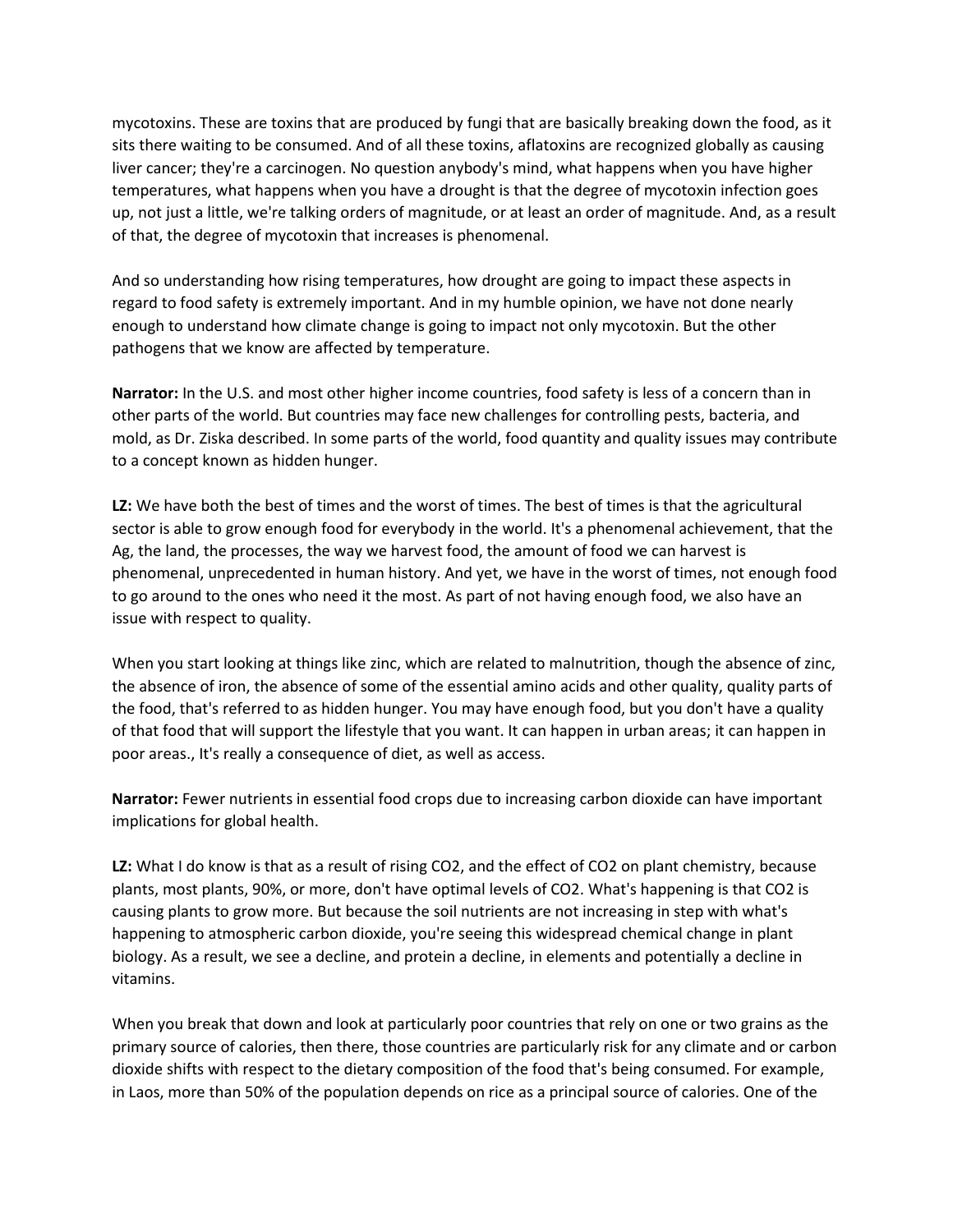mycotoxins. These are toxins that are produced by fungi that are basically breaking down the food, as it sits there waiting to be consumed. And of all these toxins, aflatoxins are recognized globally as causing liver cancer; they're a carcinogen. No question anybody's mind, what happens when you have higher temperatures, what happens when you have a drought is that the degree of mycotoxin infection goes up, not just a little, we're talking orders of magnitude, or at least an order of magnitude. And, as a result of that, the degree of mycotoxin that increases is phenomenal.

And so understanding how rising temperatures, how drought are going to impact these aspects in regard to food safety is extremely important. And in my humble opinion, we have not done nearly enough to understand how climate change is going to impact not only mycotoxin. But the other pathogens that we know are affected by temperature.

**Narrator:** In the U.S. and most other higher income countries, food safety is less of a concern than in other parts of the world. But countries may face new challenges for controlling pests, bacteria, and mold, as Dr. Ziska described. In some parts of the world, food quantity and quality issues may contribute to a concept known as hidden hunger.

**LZ:** We have both the best of times and the worst of times. The best of times is that the agricultural sector is able to grow enough food for everybody in the world. It's a phenomenal achievement, that the Ag, the land, the processes, the way we harvest food, the amount of food we can harvest is phenomenal, unprecedented in human history. And yet, we have in the worst of times, not enough food to go around to the ones who need it the most. As part of not having enough food, we also have an issue with respect to quality.

When you start looking at things like zinc, which are related to malnutrition, though the absence of zinc, the absence of iron, the absence of some of the essential amino acids and other quality, quality parts of the food, that's referred to as hidden hunger. You may have enough food, but you don't have a quality of that food that will support the lifestyle that you want. It can happen in urban areas; it can happen in poor areas., It's really a consequence of diet, as well as access.

**Narrator:** Fewer nutrients in essential food crops due to increasing carbon dioxide can have important implications for global health.

**LZ:** What I do know is that as a result of rising $CO_2$, and the effect of $CO_2$ on plant chemistry, because plants, most plants, 90%, or more, don't have optimal levels of $CO_2$. What's happening is that $CO_2$ is causing plants to grow more. But because the soil nutrients are not increasing in step with what's happening to atmospheric carbon dioxide, you're seeing this widespread chemical change in plant biology. As a result, we see a decline, and protein a decline, in elements and potentially a decline in vitamins.

When you break that down and look at particularly poor countries that rely on one or two grains as the primary source of calories, then there, those countries are particularly risk for any climate and or carbon dioxide shifts with respect to the dietary composition of the food that's being consumed. For example, in Laos, more than 50% of the population depends on rice as a principal source of calories. One of the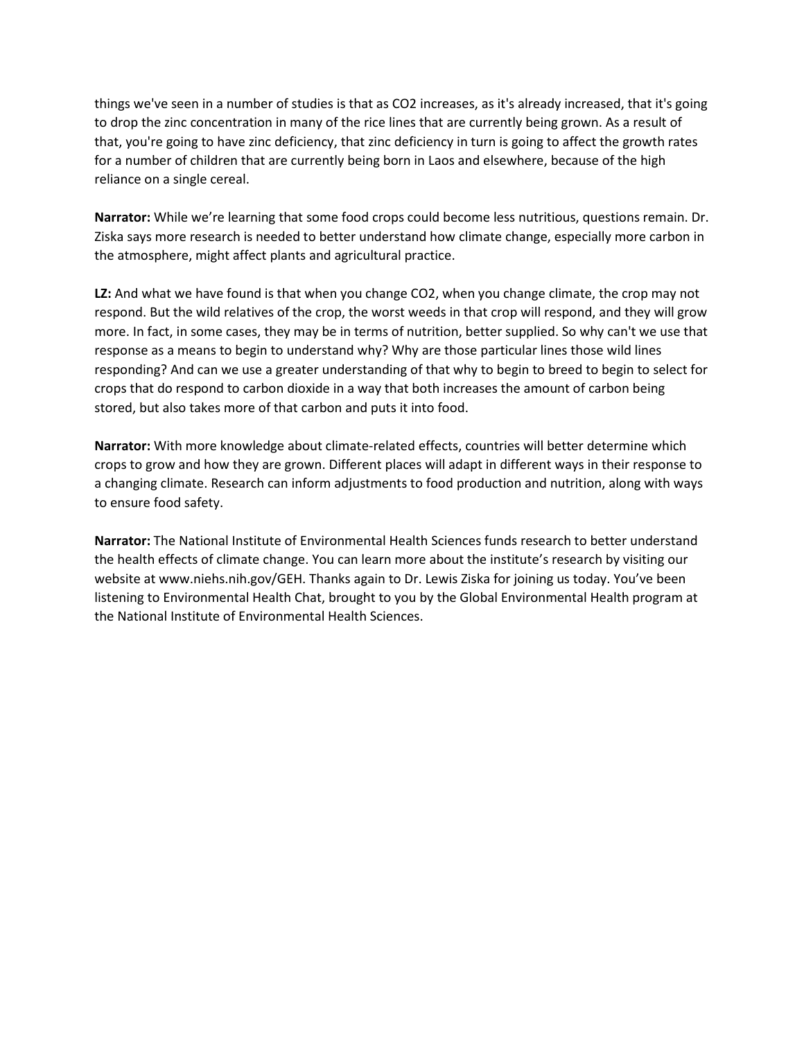things we've seen in a number of studies is that as $CO_2$ increases, as it's already increased, that it's going to drop the zinc concentration in many of the rice lines that are currently being grown. As a result of that, you're going to have zinc deficiency, that zinc deficiency in turn is going to affect the growth rates for a number of children that are currently being born in Laos and elsewhere, because of the high reliance on a single cereal.

**Narrator:** While we're learning that some food crops could become less nutritious, questions remain. Dr. Ziska says more research is needed to better understand how climate change, especially more carbon in the atmosphere, might affect plants and agricultural practice.

**LZ:** And what we have found is that when you change $CO_2$, when you change climate, the crop may not respond. But the wild relatives of the crop, the worst weeds in that crop will respond, and they will grow more. In fact, in some cases, they may be in terms of nutrition, better supplied. So why can't we use that response as a means to begin to understand why? Why are those particular lines those wild lines responding? And can we use a greater understanding of that why to begin to breed to begin to select for crops that do respond to carbon dioxide in a way that both increases the amount of carbon being stored, but also takes more of that carbon and puts it into food.

**Narrator:** With more knowledge about climate-related effects, countries will better determine which crops to grow and how they are grown. Different places will adapt in different ways in their response to a changing climate. Research can inform adjustments to food production and nutrition, along with ways to ensure food safety.

**Narrator:** The National Institute of Environmental Health Sciences funds research to better understand the health effects of climate change. You can learn more about the institute's research by visiting our website at www.niehs.nih.gov/GEH. Thanks again to Dr. Lewis Ziska for joining us today. You've been listening to Environmental Health Chat, brought to you by the Global Environmental Health program at the National Institute of Environmental Health Sciences.